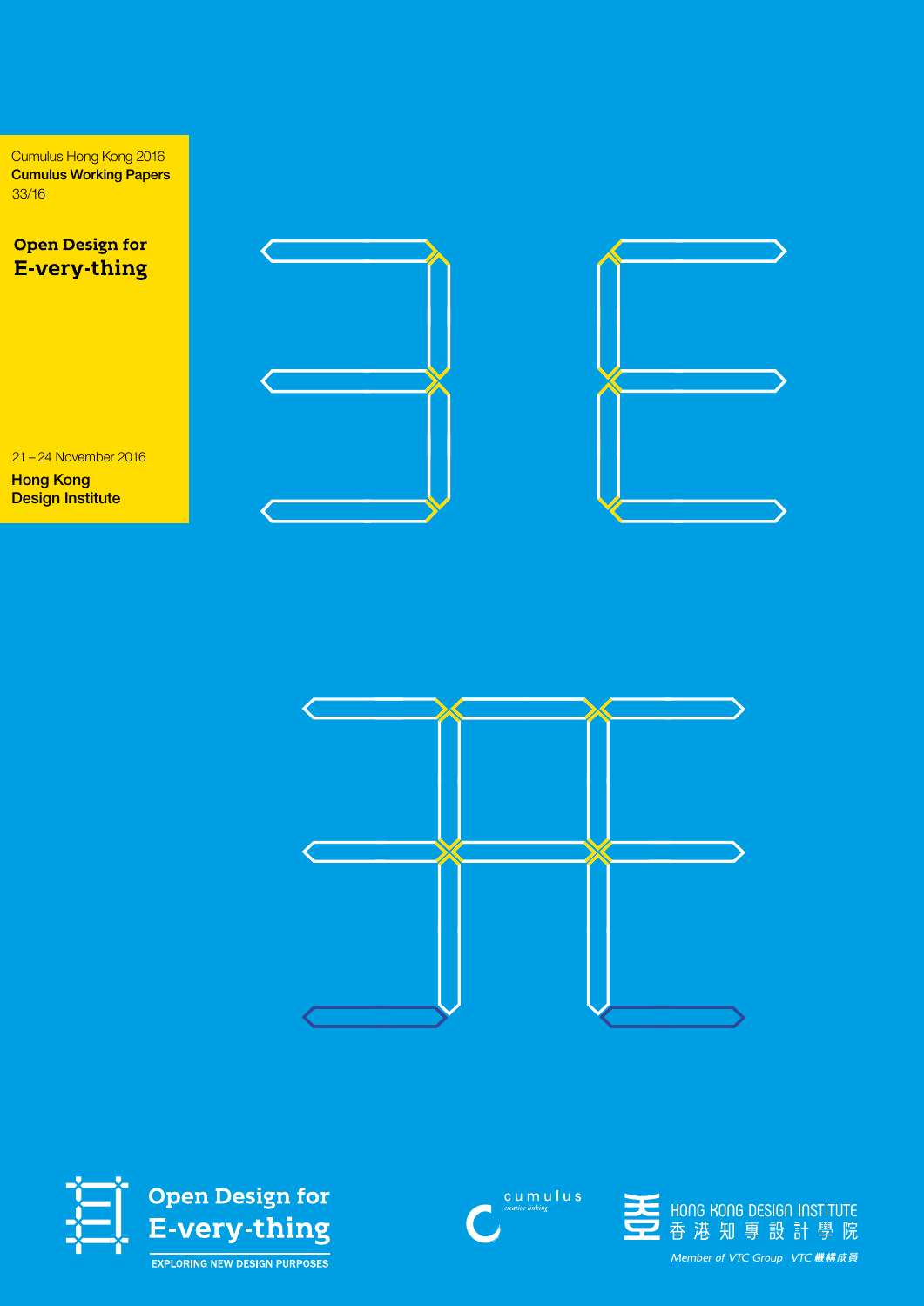Cumulus Hong Kong 2016
**Cumulus Working Papers**
33/16

# Open Design for E-very-thing

21 – 24 November 2016
**Hong Kong Design Institute**

**Open Design for E-very-thing**
EXPLORING NEW DESIGN PURPOSES

cumulus
creative linking

HONG KONG DESIGN INSTITUTE
香 港 知 專 設 計 學 院
*Member of VTC Group VTC 機構成員*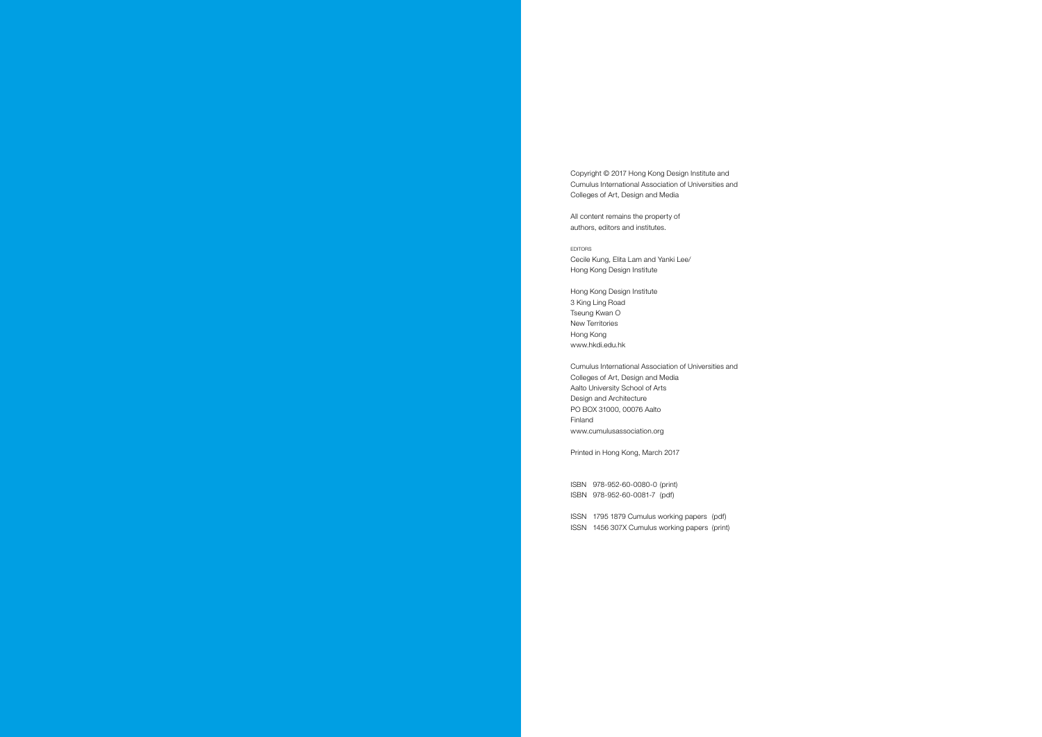Copyright © 2017 Hong Kong Design Institute and Cumulus International Association of Universities and Colleges of Art, Design and Media

All content remains the property of authors, editors and institutes.

EDITORS
Cecile Kung, Elita Lam and Yanki Lee/
Hong Kong Design Institute

Hong Kong Design Institute
3 King Ling Road
Tseung Kwan O
New Territories
Hong Kong
www.hkdi.edu.hk

Cumulus International Association of Universities and Colleges of Art, Design and Media
Aalto University School of Arts
Design and Architecture
PO BOX 31000, 00076 Aalto
Finland
www.cumulusassociation.org

Printed in Hong Kong, March 2017

ISBN 978-952-60-0080-0 (print)
ISBN 978-952-60-0081-7 (pdf)

ISSN 1795 1879 Cumulus working papers (pdf)
ISSN 1456 307X Cumulus working papers (print)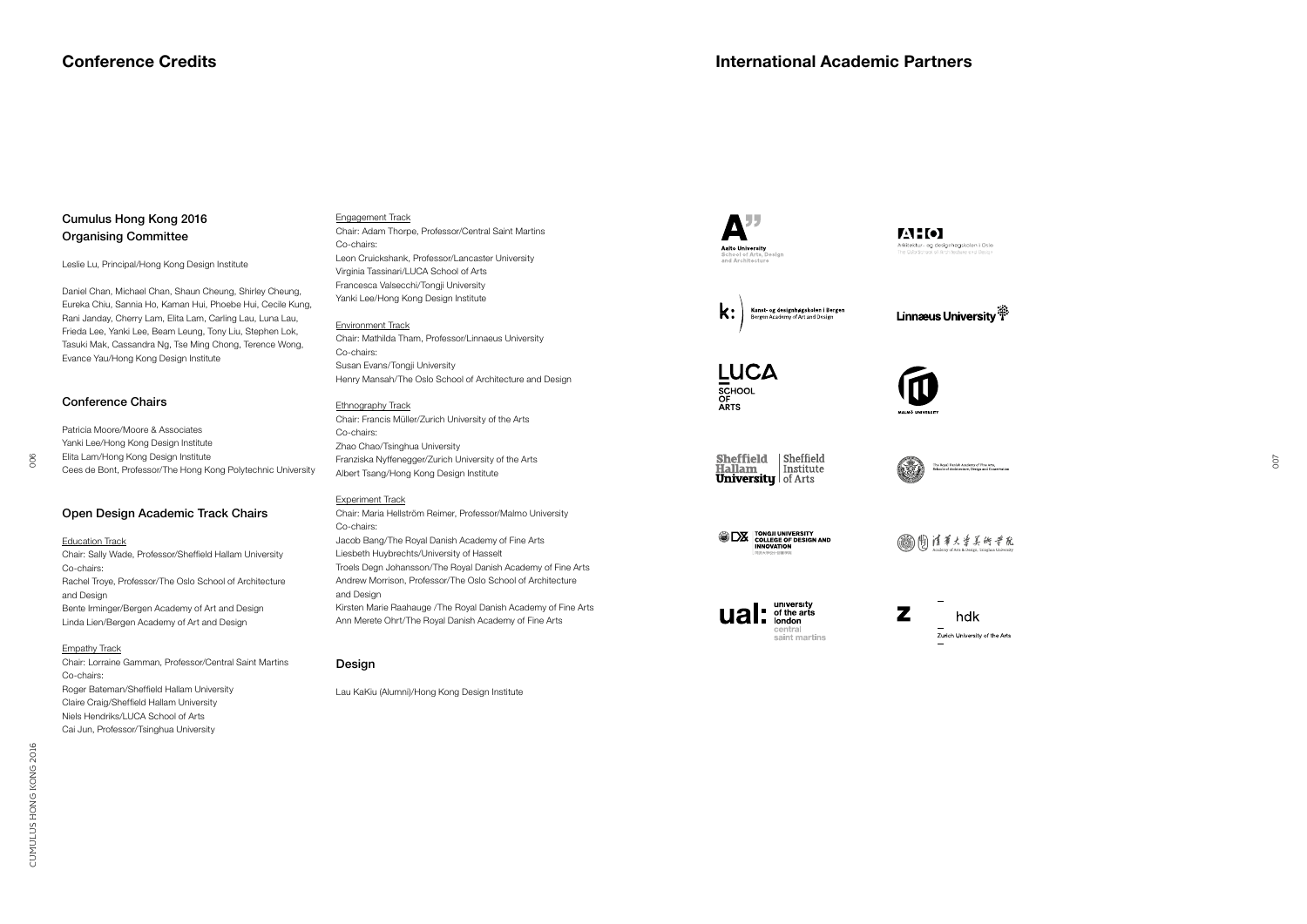# Conference Credits

## Cumulus Hong Kong 2016 Organising Committee

Leslie Lu, Principal/Hong Kong Design Institute

Daniel Chan, Michael Chan, Shaun Cheung, Shirley Cheung, Eureka Chiu, Sannia Ho, Kaman Hui, Phoebe Hui, Cecile Kung, Rani Janday, Cherry Lam, Elita Lam, Carling Lau, Luna Lau, Frieda Lee, Yanki Lee, Beam Leung, Tony Liu, Stephen Lok, Tasuki Mak, Cassandra Ng, Tse Ming Chong, Terence Wong, Evance Yau/Hong Kong Design Institute

## Conference Chairs

Patricia Moore/Moore & Associates
Yanki Lee/Hong Kong Design Institute
Elita Lam/Hong Kong Design Institute
Cees de Bont, Professor/The Hong Kong Polytechnic University

## Open Design Academic Track Chairs

Education Track
Chair: Sally Wade, Professor/Sheffield Hallam University
Co-chairs:
Rachel Troye, Professor/The Oslo School of Architecture and Design
Bente Irminger/Bergen Academy of Art and Design
Linda Lien/Bergen Academy of Art and Design

Empathy Track
Chair: Lorraine Gamman, Professor/Central Saint Martins
Co-chairs:
Roger Bateman/Sheffield Hallam University
Claire Craig/Sheffield Hallam University
Niels Hendriks/LUCA School of Arts
Cai Jun, Professor/Tsinghua University

Engagement Track
Chair: Adam Thorpe, Professor/Central Saint Martins
Co-chairs:
Leon Cruickshank, Professor/Lancaster University
Virginia Tassinari/LUCA School of Arts
Francesca Valsecchi/Tongji University
Yanki Lee/Hong Kong Design Institute

Environment Track
Chair: Mathilda Tham, Professor/Linnaeus University
Co-chairs:
Susan Evans/Tongji University
Henry Mansah/The Oslo School of Architecture and Design

Ethnography Track
Chair: Francis Müller/Zurich University of the Arts
Co-chairs:
Zhao Chao/Tsinghua University
Franziska Nyffenegger/Zurich University of the Arts
Albert Tsang/Hong Kong Design Institute

Experiment Track
Chair: Maria Hellström Reimer, Professor/Malmo University
Co-chairs:
Jacob Bang/The Royal Danish Academy of Fine Arts
Liesbeth Huybrechts/University of Hasselt
Troels Degn Johansson/The Royal Danish Academy of Fine Arts
Andrew Morrison, Professor/The Oslo School of Architecture and Design
Kirsten Marie Raahauge /The Royal Danish Academy of Fine Arts
Ann Merete Ohrt/The Royal Danish Academy of Fine Arts

## Design

Lau KaKiu (Alumni)/Hong Kong Design Institute

# International Academic Partners

Aalto University School of Arts, Design and Architecture

AHO Arkitektur- og designhøgskolen i Oslo — The Oslo School of Architecture and Design

k: Kunst- og designhøgskolen i Bergen — Bergen Academy of Art and Design

Linnæus University

LUCA School of Arts

Malmö University

Sheffield Hallam University | Sheffield Institute of Arts

The Royal Danish Academy of Fine Arts, Schools of Architecture, Design and Conservation

Tongji University College of Design and Innovation 同济大学设计创意学院

清華大學美術學院 Academy of Arts & Design, Tsinghua University

ual: university of the arts london central saint martins

z hdk Zurich University of the Arts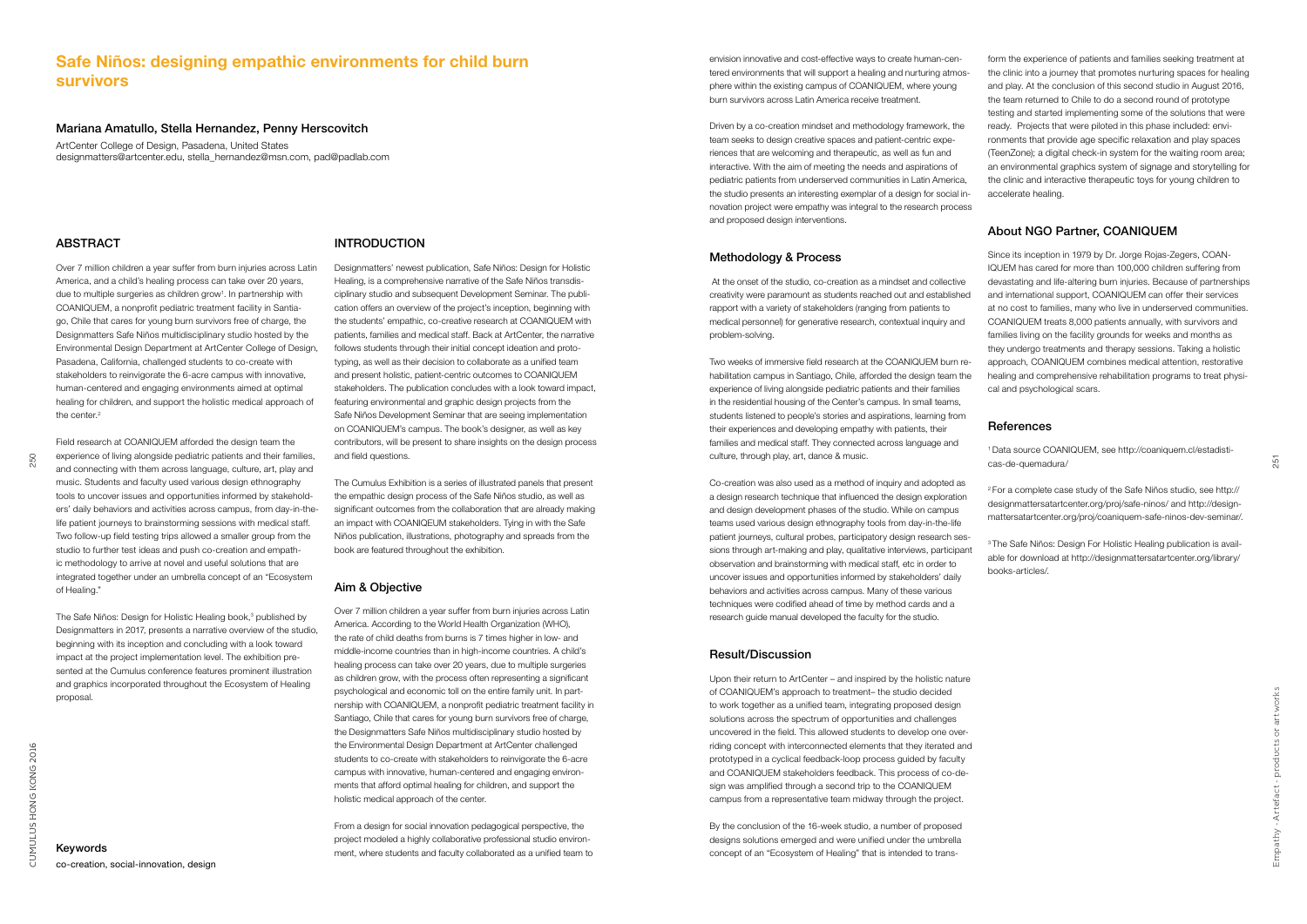# Safe Niños: designing empathic environments for child burn survivors

### Mariana Amatullo, Stella Hernandez, Penny Herscovitch

ArtCenter College of Design, Pasadena, United States
designmatters@artcenter.edu, stella_hernandez@msn.com, pad@padlab.com

## ABSTRACT

Over 7 million children a year suffer from burn injuries across Latin America, and a child's healing process can take over 20 years, due to multiple surgeries as children grow[1]. In partnership with COANIQUEM, a nonprofit pediatric treatment facility in Santiago, Chile that cares for young burn survivors free of charge, the Designmatters Safe Niños multidisciplinary studio hosted by the Environmental Design Department at ArtCenter College of Design, Pasadena, California, challenged students to co-create with stakeholders to reinvigorate the 6-acre campus with innovative, human-centered and engaging environments aimed at optimal healing for children, and support the holistic medical approach of the center.[2]

Field research at COANIQUEM afforded the design team the experience of living alongside pediatric patients and their families, and connecting with them across language, culture, art, play and music. Students and faculty used various design ethnography tools to uncover issues and opportunities informed by stakeholders' daily behaviors and activities across campus, from day-in-the-life patient journeys to brainstorming sessions with medical staff. Two follow-up field testing trips allowed a smaller group from the studio to further test ideas and push co-creation and empathic methodology to arrive at novel and useful solutions that are integrated together under an umbrella concept of an "Ecosystem of Healing."

The Safe Niños: Design for Holistic Healing book,[3] published by Designmatters in 2017, presents a narrative overview of the studio, beginning with its inception and concluding with a look toward impact at the project implementation level. The exhibition presented at the Cumulus conference features prominent illustration and graphics incorporated throughout the Ecosystem of Healing proposal.

### Keywords

co-creation, social-innovation, design

## INTRODUCTION

Designmatters' newest publication, Safe Niños: Design for Holistic Healing, is a comprehensive narrative of the Safe Niños transdisciplinary studio and subsequent Development Seminar. The publication offers an overview of the project's inception, beginning with the students' empathic, co-creative research at COANIQUEM with patients, families and medical staff. Back at ArtCenter, the narrative follows students through their initial concept ideation and prototyping, as well as their decision to collaborate as a unified team and present holistic, patient-centric outcomes to COANIQUEM stakeholders. The publication concludes with a look toward impact, featuring environmental and graphic design projects from the Safe Niños Development Seminar that are seeing implementation on COANIQUEM's campus. The book's designer, as well as key contributors, will be present to share insights on the design process and field questions.

The Cumulus Exhibition is a series of illustrated panels that present the empathic design process of the Safe Niños studio, as well as significant outcomes from the collaboration that are already making an impact with COANIQEUM stakeholders. Tying in with the Safe Niños publication, illustrations, photography and spreads from the book are featured throughout the exhibition.

## Aim & Objective

Over 7 million children a year suffer from burn injuries across Latin America. According to the World Health Organization (WHO), the rate of child deaths from burns is 7 times higher in low- and middle-income countries than in high-income countries. A child's healing process can take over 20 years, due to multiple surgeries as children grow, with the process often representing a significant psychological and economic toll on the entire family unit. In partnership with COANIQUEM, a nonprofit pediatric treatment facility in Santiago, Chile that cares for young burn survivors free of charge, the Designmatters Safe Niños multidisciplinary studio hosted by the Environmental Design Department at ArtCenter challenged students to co-create with stakeholders to reinvigorate the 6-acre campus with innovative, human-centered and engaging environments that afford optimal healing for children, and support the holistic medical approach of the center.

From a design for social innovation pedagogical perspective, the project modeled a highly collaborative professional studio environment, where students and faculty collaborated as a unified team to envision innovative and cost-effective ways to create human-centered environments that will support a healing and nurturing atmosphere within the existing campus of COANIQUEM, where young burn survivors across Latin America receive treatment.

Driven by a co-creation mindset and methodology framework, the team seeks to design creative spaces and patient-centric experiences that are welcoming and therapeutic, as well as fun and interactive. With the aim of meeting the needs and aspirations of pediatric patients from underserved communities in Latin America, the studio presents an interesting exemplar of a design for social innovation project were empathy was integral to the research process and proposed design interventions.

## Methodology & Process

At the onset of the studio, co-creation as a mindset and collective creativity were paramount as students reached out and established rapport with a variety of stakeholders (ranging from patients to medical personnel) for generative research, contextual inquiry and problem-solving.

Two weeks of immersive field research at the COANIQUEM burn rehabilitation campus in Santiago, Chile, afforded the design team the experience of living alongside pediatric patients and their families in the residential housing of the Center's campus. In small teams, students listened to people's stories and aspirations, learning from their experiences and developing empathy with patients, their families and medical staff. They connected across language and culture, through play, art, dance & music.

Co-creation was also used as a method of inquiry and adopted as a design research technique that influenced the design exploration and design development phases of the studio. While on campus teams used various design ethnography tools from day-in-the-life patient journeys, cultural probes, participatory design research sessions through art-making and play, qualitative interviews, participant observation and brainstorming with medical staff, etc in order to uncover issues and opportunities informed by stakeholders' daily behaviors and activities across campus. Many of these various techniques were codified ahead of time by method cards and a research guide manual developed the faculty for the studio.

## Result/Discussion

Upon their return to ArtCenter – and inspired by the holistic nature of COANIQUEM's approach to treatment– the studio decided to work together as a unified team, integrating proposed design solutions across the spectrum of opportunities and challenges uncovered in the field. This allowed students to develop one overriding concept with interconnected elements that they iterated and prototyped in a cyclical feedback-loop process guided by faculty and COANIQUEM stakeholders feedback. This process of co-design was amplified through a second trip to the COANIQUEM campus from a representative team midway through the project.

By the conclusion of the 16-week studio, a number of proposed designs solutions emerged and were unified under the umbrella concept of an "Ecosystem of Healing" that is intended to transform the experience of patients and families seeking treatment at the clinic into a journey that promotes nurturing spaces for healing and play. At the conclusion of this second studio in August 2016, the team returned to Chile to do a second round of prototype testing and started implementing some of the solutions that were ready. Projects that were piloted in this phase included: environments that provide age specific relaxation and play spaces (TeenZone); a digital check-in system for the waiting room area; an environmental graphics system of signage and storytelling for the clinic and interactive therapeutic toys for young children to accelerate healing.

## About NGO Partner, COANIQUEM

Since its inception in 1979 by Dr. Jorge Rojas-Zegers, COANIQUEM has cared for more than 100,000 children suffering from devastating and life-altering burn injuries. Because of partnerships and international support, COANIQUEM can offer their services at no cost to families, many who live in underserved communities. COANIQUEM treats 8,000 patients annually, with survivors and families living on the facility grounds for weeks and months as they undergo treatments and therapy sessions. Taking a holistic approach, COANIQUEM combines medical attention, restorative healing and comprehensive rehabilitation programs to treat physical and psychological scars.

## References

[1] Data source COANIQUEM, see http://coaniquem.cl/estadisticas-de-quemadura/

[2] For a complete case study of the Safe Niños studio, see http://designmattersatartcenter.org/proj/safe-ninos/ and http://designmattersatartcenter.org/proj/coaniquem-safe-ninos-dev-seminar/.

[3] The Safe Niños: Design For Holistic Healing publication is available for download at http://designmattersatartcenter.org/library/books-articles/.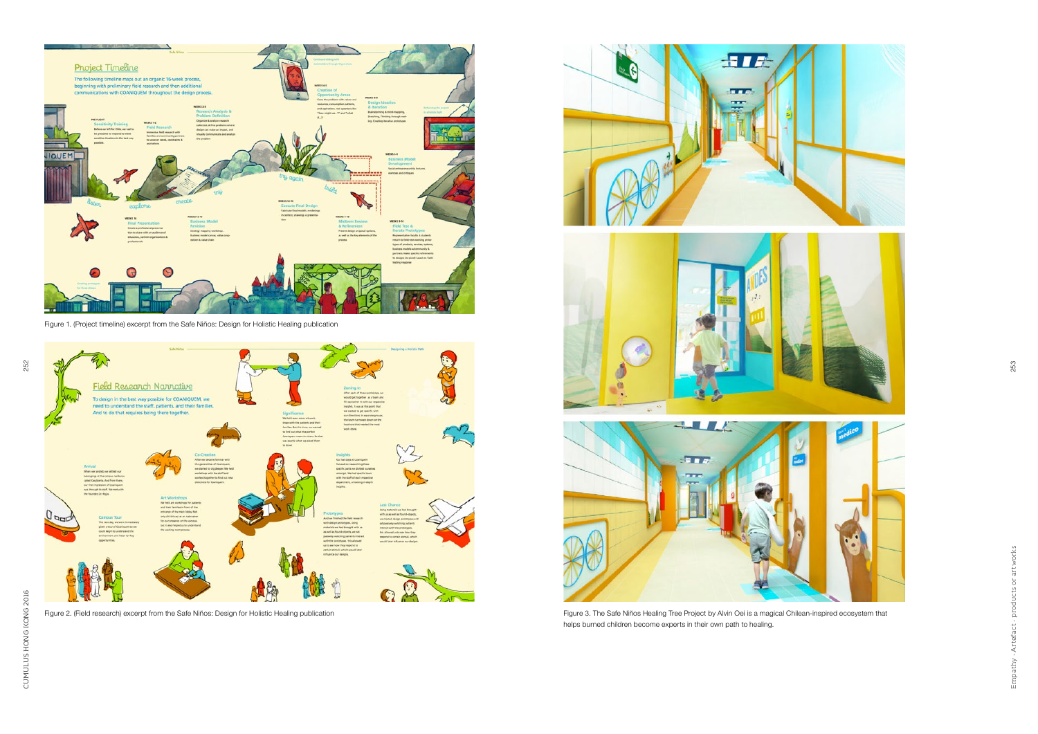Figure 1. (Project timeline) excerpt from the Safe Niños: Design for Holistic Healing publication

Figure 2. (Field research) excerpt from the Safe Niños: Design for Holistic Healing publication

Figure 3. The Safe Niños Healing Tree Project by Alvin Oei is a magical Chilean-inspired ecosystem that helps burned children become experts in their own path to healing.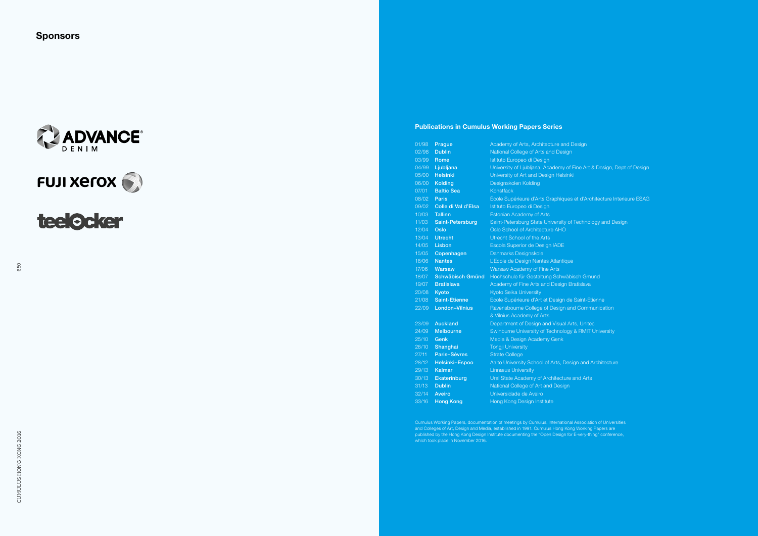## Sponsors

ADVANCE DENIM

FUJI XEROX

teelocker

## Publications in Cumulus Working Papers Series

| | | |
|---|---|---|
| 01/98 | **Prague** | Academy of Arts, Architecture and Design |
| 02/98 | **Dublin** | National College of Arts and Design |
| 03/99 | **Rome** | Istituto Europeo di Design |
| 04/99 | **Ljubljana** | University of Ljubljana, Academy of Fine Art & Design, Dept of Design |
| 05/00 | **Helsinki** | University of Art and Design Helsinki |
| 06/00 | **Kolding** | Designskolen Kolding |
| 07/01 | **Baltic Sea** | Konstfack |
| 08/02 | **Paris** | École Supérieure d'Arts Graphiques et d'Architecture Interieure ESAG |
| 09/02 | **Colle di Val d'Elsa** | Istituto Europeo di Design |
| 10/03 | **Tallinn** | Estonian Academy of Arts |
| 11/03 | **Saint-Petersburg** | Saint-Petersburg State University of Technology and Design |
| 12/04 | **Oslo** | Oslo School of Architecture AHO |
| 13/04 | **Utrecht** | Utrecht School of the Arts |
| 14/05 | **Lisbon** | Escola Superior de Design IADE |
| 15/05 | **Copenhagen** | Danmarks Designskole |
| 16/06 | **Nantes** | L'Ecole de Design Nantes Atlantique |
| 17/06 | **Warsaw** | Warsaw Academy of Fine Arts |
| 18/07 | **Schwäbisch Gmünd** | Hochschule für Gestaltung Schwäbisch Gmünd |
| 19/07 | **Bratislava** | Academy of Fine Arts and Design Bratislava |
| 20/08 | **Kyoto** | Kyoto Seika University |
| 21/08 | **Saint-Etienne** | Ecole Supérieure d'Art et Design de Saint-Etienne |
| 22/09 | **London–Vilnius** | Ravensbourne College of Design and Communication & Vilnius Academy of Arts |
| 23/09 | **Auckland** | Department of Design and Visual Arts, Unitec |
| 24/09 | **Melbourne** | Swinburne University of Technology & RMIT University |
| 25/10 | **Genk** | Media & Design Academy Genk |
| 26/10 | **Shanghai** | Tongji University |
| 27/11 | **Paris–Sèvres** | Strate College |
| 28/12 | **Helsinki–Espoo** | Aalto University School of Arts, Design and Architecture |
| 29/13 | **Kalmar** | Linnæus University |
| 30/13 | **Ekaterinburg** | Ural State Academy of Architecture and Arts |
| 31/13 | **Dublin** | National College of Art and Design |
| 32/14 | **Aveiro** | Universidade de Aveiro |
| 33/16 | **Hong Kong** | Hong Kong Design Institute |

Cumulus Working Papers, documentation of meetings by Cumulus, International Association of Universities and Colleges of Art, Design and Media, established in 1991. Cumulus Hong Kong Working Papers are published by the Hong Kong Design Institute documenting the "Open Design for E-very-thing" conference, which took place in November 2016.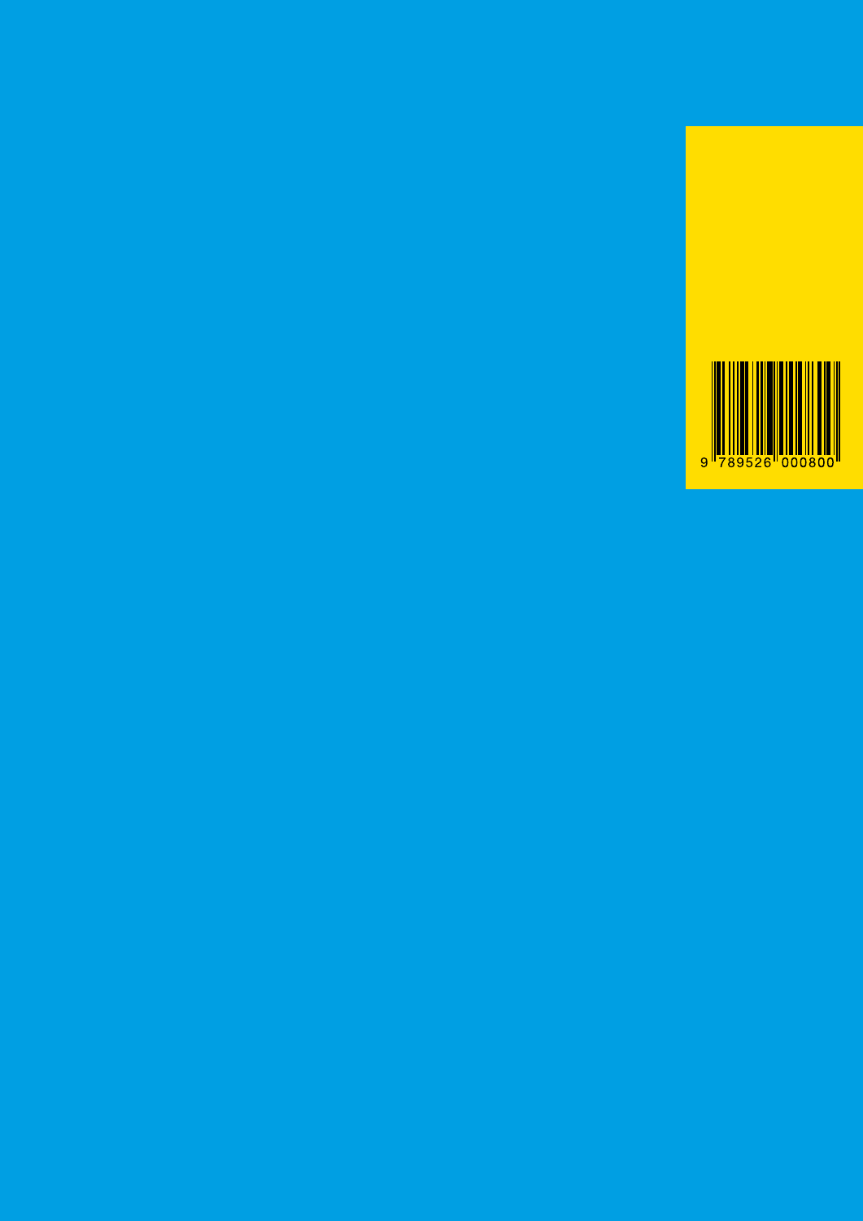9 789526 000800